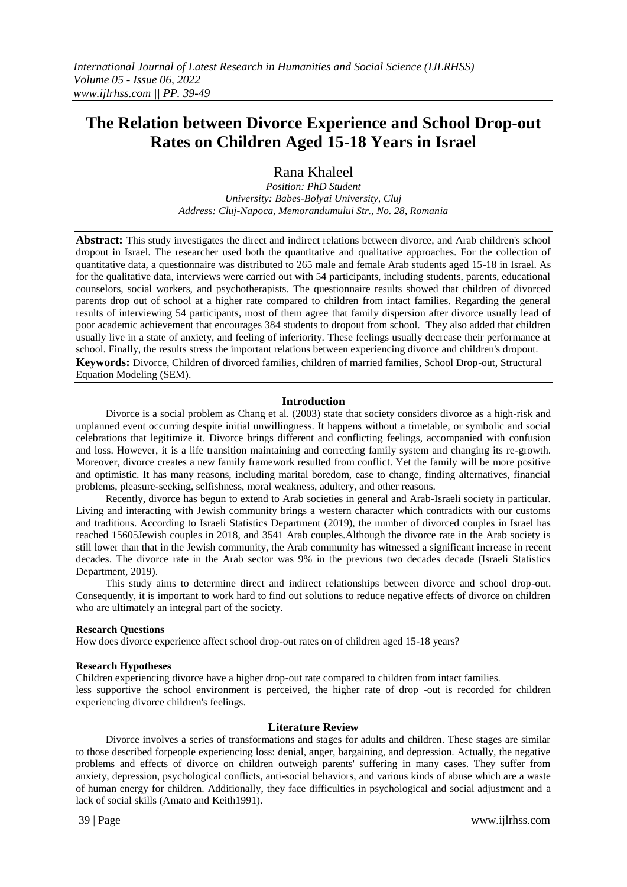# The Relation between Divorce Experience and School Drop-out Rates on Children Aged 15-18 Years in Israel

Rana Khaleel

*Position: PhD Student*
*University: Babes-Bolyai University, Cluj*
*Address: Cluj-Napoca, Memorandumului Str., No. 28, Romania*

**Abstract:** This study investigates the direct and indirect relations between divorce, and Arab children's school dropout in Israel. The researcher used both the quantitative and qualitative approaches. For the collection of quantitative data, a questionnaire was distributed to 265 male and female Arab students aged 15-18 in Israel. As for the qualitative data, interviews were carried out with 54 participants, including students, parents, educational counselors, social workers, and psychotherapists. The questionnaire results showed that children of divorced parents drop out of school at a higher rate compared to children from intact families. Regarding the general results of interviewing 54 participants, most of them agree that family dispersion after divorce usually lead of poor academic achievement that encourages 384 students to dropout from school. They also added that children usually live in a state of anxiety, and feeling of inferiority. These feelings usually decrease their performance at school. Finally, the results stress the important relations between experiencing divorce and children's dropout.

**Keywords:** Divorce, Children of divorced families, children of married families, School Drop-out, Structural Equation Modeling (SEM).

## Introduction

Divorce is a social problem as Chang et al. (2003) state that society considers divorce as a high-risk and unplanned event occurring despite initial unwillingness. It happens without a timetable, or symbolic and social celebrations that legitimize it. Divorce brings different and conflicting feelings, accompanied with confusion and loss. However, it is a life transition maintaining and correcting family system and changing its re-growth. Moreover, divorce creates a new family framework resulted from conflict. Yet the family will be more positive and optimistic. It has many reasons, including marital boredom, ease to change, finding alternatives, financial problems, pleasure-seeking, selfishness, moral weakness, adultery, and other reasons.

Recently, divorce has begun to extend to Arab societies in general and Arab-Israeli society in particular. Living and interacting with Jewish community brings a western character which contradicts with our customs and traditions. According to Israeli Statistics Department (2019), the number of divorced couples in Israel has reached 15605Jewish couples in 2018, and 3541 Arab couples.Although the divorce rate in the Arab society is still lower than that in the Jewish community, the Arab community has witnessed a significant increase in recent decades. The divorce rate in the Arab sector was 9% in the previous two decades decade (Israeli Statistics Department, 2019).

This study aims to determine direct and indirect relationships between divorce and school drop-out. Consequently, it is important to work hard to find out solutions to reduce negative effects of divorce on children who are ultimately an integral part of the society.

### Research Questions

How does divorce experience affect school drop-out rates on of children aged 15-18 years?

### Research Hypotheses

Children experiencing divorce have a higher drop-out rate compared to children from intact families.
less supportive the school environment is perceived, the higher rate of drop -out is recorded for children experiencing divorce children's feelings.

## Literature Review

Divorce involves a series of transformations and stages for adults and children. These stages are similar to those described forpeople experiencing loss: denial, anger, bargaining, and depression. Actually, the negative problems and effects of divorce on children outweigh parents' suffering in many cases. They suffer from anxiety, depression, psychological conflicts, anti-social behaviors, and various kinds of abuse which are a waste of human energy for children. Additionally, they face difficulties in psychological and social adjustment and a lack of social skills (Amato and Keith1991).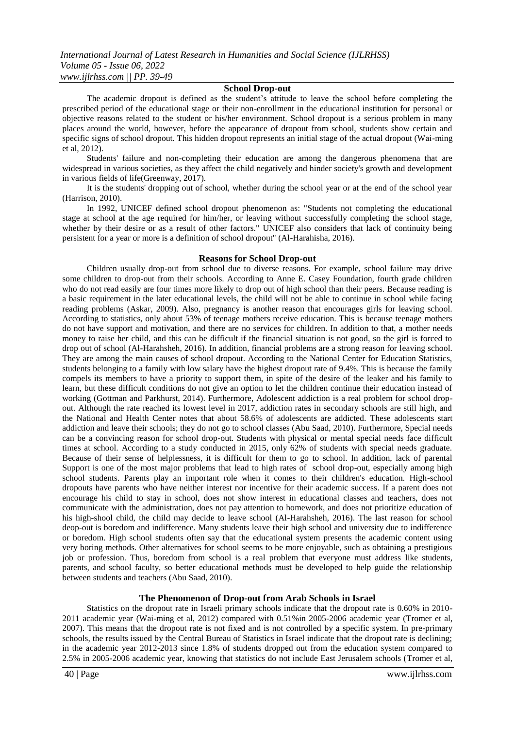## School Drop-out

The academic dropout is defined as the student's attitude to leave the school before completing the prescribed period of the educational stage or their non-enrollment in the educational institution for personal or objective reasons related to the student or his/her environment. School dropout is a serious problem in many places around the world, however, before the appearance of dropout from school, students show certain and specific signs of school dropout. This hidden dropout represents an initial stage of the actual dropout (Wai-ming et al, 2012).

Students' failure and non-completing their education are among the dangerous phenomena that are widespread in various societies, as they affect the child negatively and hinder society's growth and development in various fields of life(Greenway, 2017).

It is the students' dropping out of school, whether during the school year or at the end of the school year (Harrison, 2010).

In 1992, UNICEF defined school dropout phenomenon as: "Students not completing the educational stage at school at the age required for him/her, or leaving without successfully completing the school stage, whether by their desire or as a result of other factors." UNICEF also considers that lack of continuity being persistent for a year or more is a definition of school dropout" (Al-Harahisha, 2016).

## Reasons for School Drop-out

Children usually drop-out from school due to diverse reasons. For example, school failure may drive some children to drop-out from their schools. According to Anne E. Casey Foundation, fourth grade children who do not read easily are four times more likely to drop out of high school than their peers. Because reading is a basic requirement in the later educational levels, the child will not be able to continue in school while facing reading problems (Askar, 2009). Also, pregnancy is another reason that encourages girls for leaving school. According to statistics, only about 53% of teenage mothers receive education. This is because teenage mothers do not have support and motivation, and there are no services for children. In addition to that, a mother needs money to raise her child, and this can be difficult if the financial situation is not good, so the girl is forced to drop out of school (Al-Harahsheh, 2016). In addition, financial problems are a strong reason for leaving school. They are among the main causes of school dropout. According to the National Center for Education Statistics, students belonging to a family with low salary have the highest dropout rate of 9.4%. This is because the family compels its members to have a priority to support them, in spite of the desire of the leaker and his family to learn, but these difficult conditions do not give an option to let the children continue their education instead of working (Gottman and Parkhurst, 2014). Furthermore, Adolescent addiction is a real problem for school drop-out. Although the rate reached its lowest level in 2017, addiction rates in secondary schools are still high, and the National and Health Center notes that about 58.6% of adolescents are addicted. These adolescents start addiction and leave their schools; they do not go to school classes (Abu Saad, 2010). Furthermore, Special needs can be a convincing reason for school drop-out. Students with physical or mental special needs face difficult times at school. According to a study conducted in 2015, only 62% of students with special needs graduate. Because of their sense of helplessness, it is difficult for them to go to school. In addition, lack of parental Support is one of the most major problems that lead to high rates of school drop-out, especially among high school students. Parents play an important role when it comes to their children's education. High-school dropouts have parents who have neither interest nor incentive for their academic success. If a parent does not encourage his child to stay in school, does not show interest in educational classes and teachers, does not communicate with the administration, does not pay attention to homework, and does not prioritize education of his high-shool child, the child may decide to leave school (Al-Harahsheh, 2016). The last reason for school deop-out is boredom and indifference. Many students leave their high school and university due to indifference or boredom. High school students often say that the educational system presents the academic content using very boring methods. Other alternatives for school seems to be more enjoyable, such as obtaining a prestigious job or profession. Thus, boredom from school is a real problem that everyone must address like students, parents, and school faculty, so better educational methods must be developed to help guide the relationship between students and teachers (Abu Saad, 2010).

## The Phenomenon of Drop-out from Arab Schools in Israel

Statistics on the dropout rate in Israeli primary schools indicate that the dropout rate is 0.60% in 2010-2011 academic year (Wai-ming et al, 2012) compared with 0.51%in 2005-2006 academic year (Tromer et al, 2007). This means that the dropout rate is not fixed and is not controlled by a specific system. In pre-primary schools, the results issued by the Central Bureau of Statistics in Israel indicate that the dropout rate is declining; in the academic year 2012-2013 since 1.8% of students dropped out from the education system compared to 2.5% in 2005-2006 academic year, knowing that statistics do not include East Jerusalem schools (Tromer et al,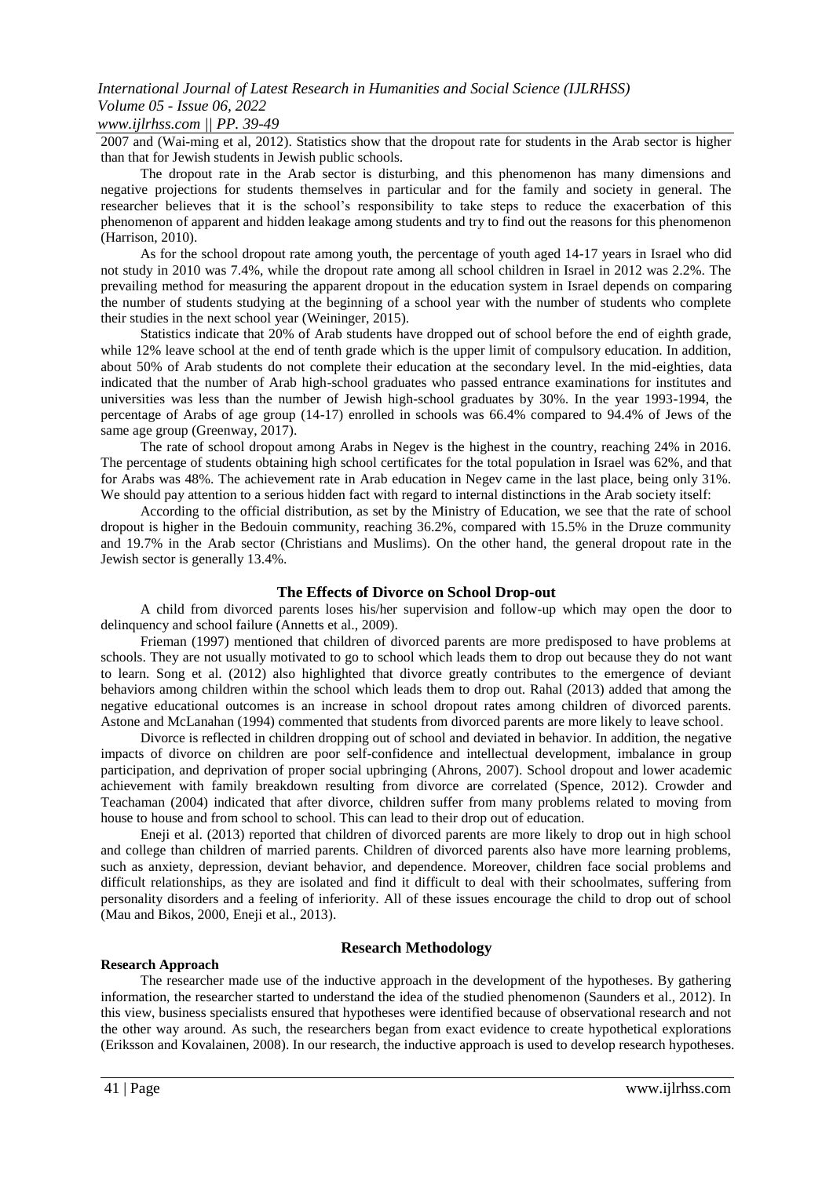2007 and (Wai-ming et al, 2012). Statistics show that the dropout rate for students in the Arab sector is higher than that for Jewish students in Jewish public schools.

The dropout rate in the Arab sector is disturbing, and this phenomenon has many dimensions and negative projections for students themselves in particular and for the family and society in general. The researcher believes that it is the school's responsibility to take steps to reduce the exacerbation of this phenomenon of apparent and hidden leakage among students and try to find out the reasons for this phenomenon (Harrison, 2010).

As for the school dropout rate among youth, the percentage of youth aged 14-17 years in Israel who did not study in 2010 was 7.4%, while the dropout rate among all school children in Israel in 2012 was 2.2%. The prevailing method for measuring the apparent dropout in the education system in Israel depends on comparing the number of students studying at the beginning of a school year with the number of students who complete their studies in the next school year (Weininger, 2015).

Statistics indicate that 20% of Arab students have dropped out of school before the end of eighth grade, while 12% leave school at the end of tenth grade which is the upper limit of compulsory education. In addition, about 50% of Arab students do not complete their education at the secondary level. In the mid-eighties, data indicated that the number of Arab high-school graduates who passed entrance examinations for institutes and universities was less than the number of Jewish high-school graduates by 30%. In the year 1993-1994, the percentage of Arabs of age group (14-17) enrolled in schools was 66.4% compared to 94.4% of Jews of the same age group (Greenway, 2017).

The rate of school dropout among Arabs in Negev is the highest in the country, reaching 24% in 2016. The percentage of students obtaining high school certificates for the total population in Israel was 62%, and that for Arabs was 48%. The achievement rate in Arab education in Negev came in the last place, being only 31%. We should pay attention to a serious hidden fact with regard to internal distinctions in the Arab society itself:

According to the official distribution, as set by the Ministry of Education, we see that the rate of school dropout is higher in the Bedouin community, reaching 36.2%, compared with 15.5% in the Druze community and 19.7% in the Arab sector (Christians and Muslims). On the other hand, the general dropout rate in the Jewish sector is generally 13.4%.

## The Effects of Divorce on School Drop-out

A child from divorced parents loses his/her supervision and follow-up which may open the door to delinquency and school failure (Annetts et al., 2009).

Frieman (1997) mentioned that children of divorced parents are more predisposed to have problems at schools. They are not usually motivated to go to school which leads them to drop out because they do not want to learn. Song et al. (2012) also highlighted that divorce greatly contributes to the emergence of deviant behaviors among children within the school which leads them to drop out. Rahal (2013) added that among the negative educational outcomes is an increase in school dropout rates among children of divorced parents. Astone and McLanahan (1994) commented that students from divorced parents are more likely to leave school.

Divorce is reflected in children dropping out of school and deviated in behavior. In addition, the negative impacts of divorce on children are poor self-confidence and intellectual development, imbalance in group participation, and deprivation of proper social upbringing (Ahrons, 2007). School dropout and lower academic achievement with family breakdown resulting from divorce are correlated (Spence, 2012). Crowder and Teachaman (2004) indicated that after divorce, children suffer from many problems related to moving from house to house and from school to school. This can lead to their drop out of education.

Eneji et al. (2013) reported that children of divorced parents are more likely to drop out in high school and college than children of married parents. Children of divorced parents also have more learning problems, such as anxiety, depression, deviant behavior, and dependence. Moreover, children face social problems and difficult relationships, as they are isolated and find it difficult to deal with their schoolmates, suffering from personality disorders and a feeling of inferiority. All of these issues encourage the child to drop out of school (Mau and Bikos, 2000, Eneji et al., 2013).

## Research Methodology

### Research Approach

The researcher made use of the inductive approach in the development of the hypotheses. By gathering information, the researcher started to understand the idea of the studied phenomenon (Saunders et al., 2012). In this view, business specialists ensured that hypotheses were identified because of observational research and not the other way around. As such, the researchers began from exact evidence to create hypothetical explorations (Eriksson and Kovalainen, 2008). In our research, the inductive approach is used to develop research hypotheses.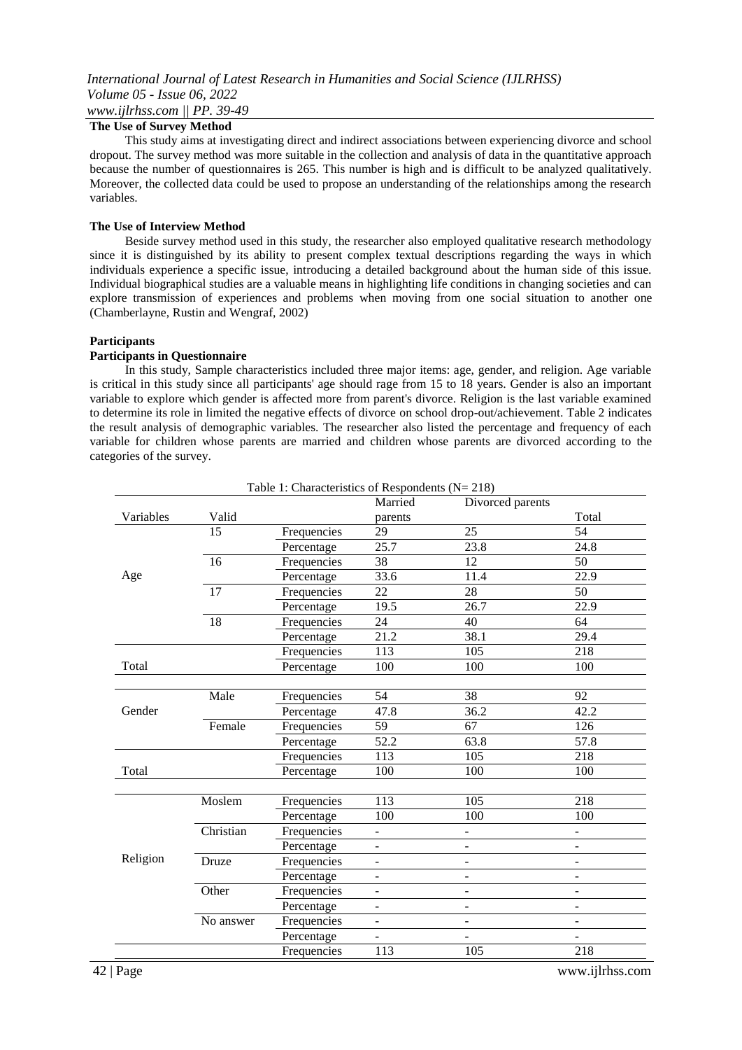**The Use of Survey Method**

This study aims at investigating direct and indirect associations between experiencing divorce and school dropout. The survey method was more suitable in the collection and analysis of data in the quantitative approach because the number of questionnaires is 265. This number is high and is difficult to be analyzed qualitatively. Moreover, the collected data could be used to propose an understanding of the relationships among the research variables.

**The Use of Interview Method**

Beside survey method used in this study, the researcher also employed qualitative research methodology since it is distinguished by its ability to present complex textual descriptions regarding the ways in which individuals experience a specific issue, introducing a detailed background about the human side of this issue. Individual biographical studies are a valuable means in highlighting life conditions in changing societies and can explore transmission of experiences and problems when moving from one social situation to another one (Chamberlayne, Rustin and Wengraf, 2002)

**Participants**

**Participants in Questionnaire**

In this study, Sample characteristics included three major items: age, gender, and religion. Age variable is critical in this study since all participants' age should rage from 15 to 18 years. Gender is also an important variable to explore which gender is affected more from parent's divorce. Religion is the last variable examined to determine its role in limited the negative effects of divorce on school drop-out/achievement. Table 2 indicates the result analysis of demographic variables. The researcher also listed the percentage and frequency of each variable for children whose parents are married and children whose parents are divorced according to the categories of the survey.

Table 1: Characteristics of Respondents (N= 218)

| Variables | Valid | | Married parents | Divorced parents | Total |
|---|---|---|---|---|---|
| Age | 15 | Frequencies | 29 | 25 | 54 |
| | | Percentage | 25.7 | 23.8 | 24.8 |
| | 16 | Frequencies | 38 | 12 | 50 |
| | | Percentage | 33.6 | 11.4 | 22.9 |
| | 17 | Frequencies | 22 | 28 | 50 |
| | | Percentage | 19.5 | 26.7 | 22.9 |
| | 18 | Frequencies | 24 | 40 | 64 |
| | | Percentage | 21.2 | 38.1 | 29.4 |
| Total | | Frequencies | 113 | 105 | 218 |
| | | Percentage | 100 | 100 | 100 |
| Gender | Male | Frequencies | 54 | 38 | 92 |
| | | Percentage | 47.8 | 36.2 | 42.2 |
| | Female | Frequencies | 59 | 67 | 126 |
| | | Percentage | 52.2 | 63.8 | 57.8 |
| Total | | Frequencies | 113 | 105 | 218 |
| | | Percentage | 100 | 100 | 100 |
| Religion | Moslem | Frequencies | 113 | 105 | 218 |
| | | Percentage | 100 | 100 | 100 |
| | Christian | Frequencies | - | - | - |
| | | Percentage | - | - | - |
| | Druze | Frequencies | - | - | - |
| | | Percentage | - | - | - |
| | Other | Frequencies | - | - | - |
| | | Percentage | - | - | - |
| | No answer | Frequencies | - | - | - |
| | | Percentage | - | - | - |
| | | Frequencies | 113 | 105 | 218 |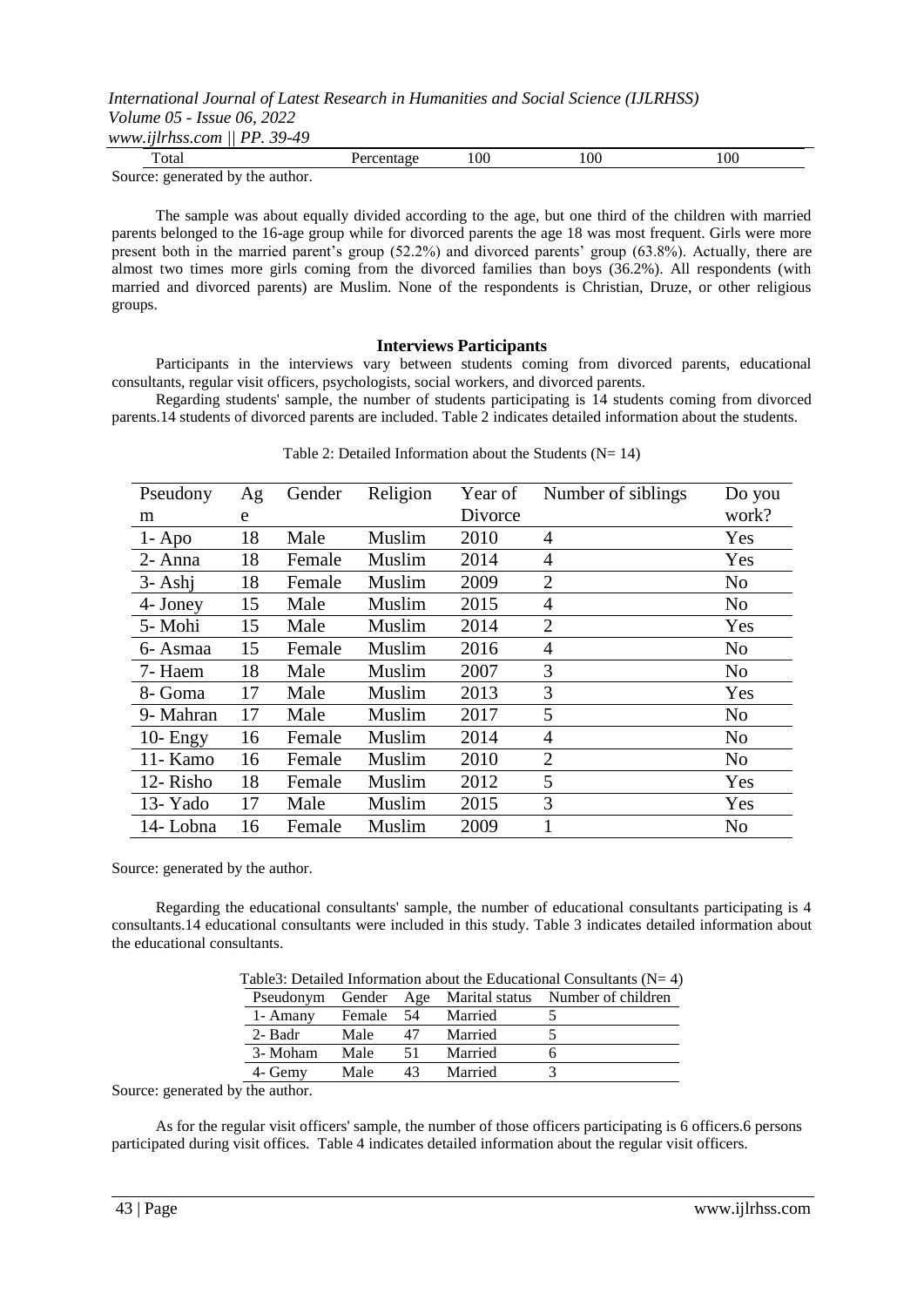| Total | Percentage | 100 | 100 | 100 |
|---|---|---|---|---|

Source: generated by the author.

The sample was about equally divided according to the age, but one third of the children with married parents belonged to the 16-age group while for divorced parents the age 18 was most frequent. Girls were more present both in the married parent's group (52.2%) and divorced parents' group (63.8%). Actually, there are almost two times more girls coming from the divorced families than boys (36.2%). All respondents (with married and divorced parents) are Muslim. None of the respondents is Christian, Druze, or other religious groups.

### Interviews Participants

Participants in the interviews vary between students coming from divorced parents, educational consultants, regular visit officers, psychologists, social workers, and divorced parents.

Regarding students' sample, the number of students participating is 14 students coming from divorced parents.14 students of divorced parents are included. Table 2 indicates detailed information about the students.

Table 2: Detailed Information about the Students (N= 14)

| Pseudonym | Age | Gender | Religion | Year of Divorce | Number of siblings | Do you work? |
|---|---|---|---|---|---|---|
| 1- Apo | 18 | Male | Muslim | 2010 | 4 | Yes |
| 2- Anna | 18 | Female | Muslim | 2014 | 4 | Yes |
| 3- Ashj | 18 | Female | Muslim | 2009 | 2 | No |
| 4- Joney | 15 | Male | Muslim | 2015 | 4 | No |
| 5- Mohi | 15 | Male | Muslim | 2014 | 2 | Yes |
| 6- Asmaa | 15 | Female | Muslim | 2016 | 4 | No |
| 7- Haem | 18 | Male | Muslim | 2007 | 3 | No |
| 8- Goma | 17 | Male | Muslim | 2013 | 3 | Yes |
| 9- Mahran | 17 | Male | Muslim | 2017 | 5 | No |
| 10- Engy | 16 | Female | Muslim | 2014 | 4 | No |
| 11- Kamo | 16 | Female | Muslim | 2010 | 2 | No |
| 12- Risho | 18 | Female | Muslim | 2012 | 5 | Yes |
| 13- Yado | 17 | Male | Muslim | 2015 | 3 | Yes |
| 14- Lobna | 16 | Female | Muslim | 2009 | 1 | No |

Source: generated by the author.

Regarding the educational consultants' sample, the number of educational consultants participating is 4 consultants.14 educational consultants were included in this study. Table 3 indicates detailed information about the educational consultants.

Table3: Detailed Information about the Educational Consultants (N= 4)

| Pseudonym | Gender | Age | Marital status | Number of children |
|---|---|---|---|---|
| 1- Amany | Female | 54 | Married | 5 |
| 2- Badr | Male | 47 | Married | 5 |
| 3- Moham | Male | 51 | Married | 6 |
| 4- Gemy | Male | 43 | Married | 3 |

Source: generated by the author.

As for the regular visit officers' sample, the number of those officers participating is 6 officers.6 persons participated during visit offices. Table 4 indicates detailed information about the regular visit officers.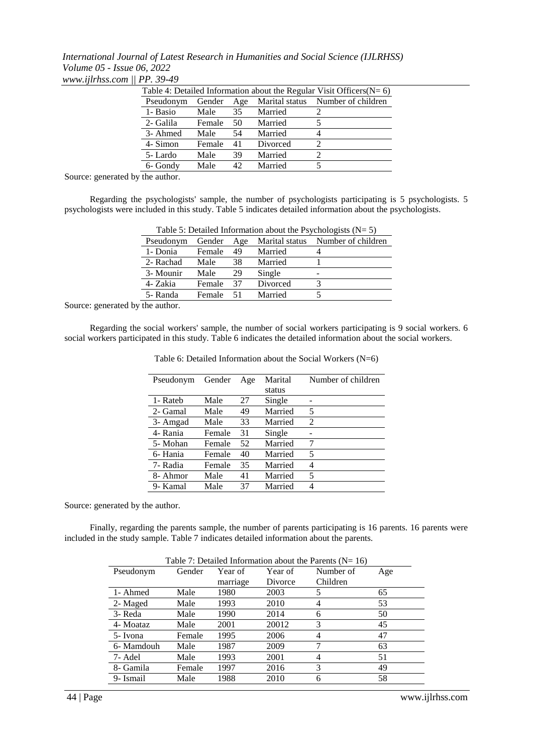Table 4: Detailed Information about the Regular Visit Officers(N= 6)

| Pseudonym | Gender | Age | Marital status | Number of children |
|---|---|---|---|---|
| 1- Basio | Male | 35 | Married | 2 |
| 2- Galila | Female | 50 | Married | 5 |
| 3- Ahmed | Male | 54 | Married | 4 |
| 4- Simon | Female | 41 | Divorced | 2 |
| 5- Lardo | Male | 39 | Married | 2 |
| 6- Gondy | Male | 42 | Married | 5 |

Source: generated by the author.

Regarding the psychologists' sample, the number of psychologists participating is 5 psychologists. 5 psychologists were included in this study. Table 5 indicates detailed information about the psychologists.

Table 5: Detailed Information about the Psychologists (N= 5)

| Pseudonym | Gender | Age | Marital status | Number of children |
|---|---|---|---|---|
| 1- Donia | Female | 49 | Married | 4 |
| 2- Rachad | Male | 38 | Married | 1 |
| 3- Mounir | Male | 29 | Single | - |
| 4- Zakia | Female | 37 | Divorced | 3 |
| 5- Randa | Female | 51 | Married | 5 |

Source: generated by the author.

Regarding the social workers' sample, the number of social workers participating is 9 social workers. 6 social workers participated in this study. Table 6 indicates the detailed information about the social workers.

Table 6: Detailed Information about the Social Workers (N=6)

| Pseudonym | Gender | Age | Marital status | Number of children |
|---|---|---|---|---|
| 1- Rateb | Male | 27 | Single | - |
| 2- Gamal | Male | 49 | Married | 5 |
| 3- Amgad | Male | 33 | Married | 2 |
| 4- Rania | Female | 31 | Single | - |
| 5- Mohan | Female | 52 | Married | 7 |
| 6- Hania | Female | 40 | Married | 5 |
| 7- Radia | Female | 35 | Married | 4 |
| 8- Ahmor | Male | 41 | Married | 5 |
| 9- Kamal | Male | 37 | Married | 4 |

Source: generated by the author.

Finally, regarding the parents sample, the number of parents participating is 16 parents. 16 parents were included in the study sample. Table 7 indicates detailed information about the parents.

Table 7: Detailed Information about the Parents (N= 16)

| Pseudonym | Gender | Year of marriage | Year of Divorce | Number of Children | Age |
|---|---|---|---|---|---|
| 1- Ahmed | Male | 1980 | 2003 | 5 | 65 |
| 2- Maged | Male | 1993 | 2010 | 4 | 53 |
| 3- Reda | Male | 1990 | 2014 | 6 | 50 |
| 4- Moataz | Male | 2001 | 20012 | 3 | 45 |
| 5- Ivona | Female | 1995 | 2006 | 4 | 47 |
| 6- Mamdouh | Male | 1987 | 2009 | 7 | 63 |
| 7- Adel | Male | 1993 | 2001 | 4 | 51 |
| 8- Gamila | Female | 1997 | 2016 | 3 | 49 |
| 9- Ismail | Male | 1988 | 2010 | 6 | 58 |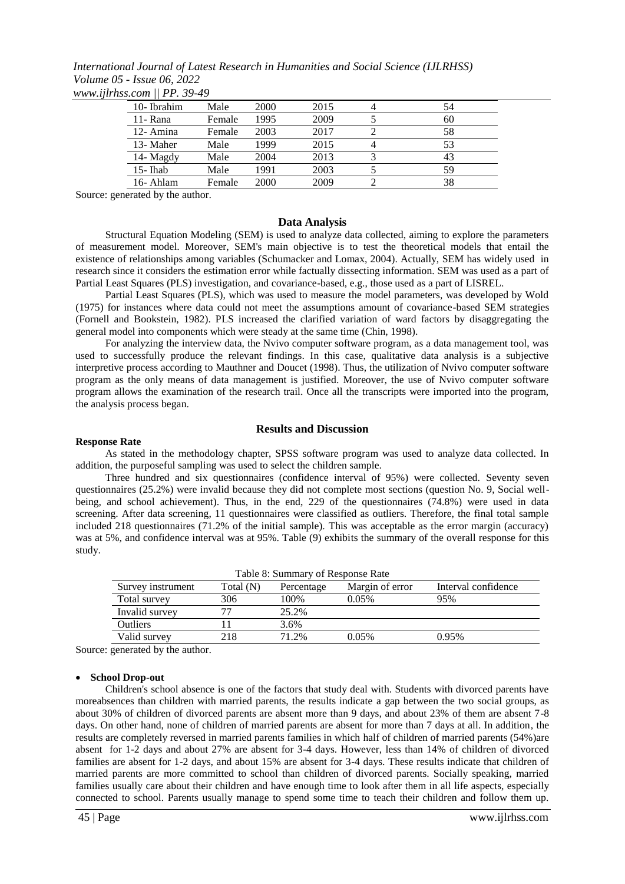| 10- Ibrahim | Male | 2000 | 2015 | 4 | 54 |
|---|---|---|---|---|---|
| 11- Rana | Female | 1995 | 2009 | 5 | 60 |
| 12- Amina | Female | 2003 | 2017 | 2 | 58 |
| 13- Maher | Male | 1999 | 2015 | 4 | 53 |
| 14- Magdy | Male | 2004 | 2013 | 3 | 43 |
| 15- Ihab | Male | 1991 | 2003 | 5 | 59 |
| 16- Ahlam | Female | 2000 | 2009 | 2 | 38 |

Source: generated by the author.

## Data Analysis

Structural Equation Modeling (SEM) is used to analyze data collected, aiming to explore the parameters of measurement model. Moreover, SEM's main objective is to test the theoretical models that entail the existence of relationships among variables (Schumacker and Lomax, 2004). Actually, SEM has widely used in research since it considers the estimation error while factually dissecting information. SEM was used as a part of Partial Least Squares (PLS) investigation, and covariance-based, e.g., those used as a part of LISREL.

Partial Least Squares (PLS), which was used to measure the model parameters, was developed by Wold (1975) for instances where data could not meet the assumptions amount of covariance-based SEM strategies (Fornell and Bookstein, 1982). PLS increased the clarified variation of ward factors by disaggregating the general model into components which were steady at the same time (Chin, 1998).

For analyzing the interview data, the Nvivo computer software program, as a data management tool, was used to successfully produce the relevant findings. In this case, qualitative data analysis is a subjective interpretive process according to Mauthner and Doucet (1998). Thus, the utilization of Nvivo computer software program as the only means of data management is justified. Moreover, the use of Nvivo computer software program allows the examination of the research trail. Once all the transcripts were imported into the program, the analysis process began.

## Results and Discussion

### Response Rate

As stated in the methodology chapter, SPSS software program was used to analyze data collected. In addition, the purposeful sampling was used to select the children sample.

Three hundred and six questionnaires (confidence interval of 95%) were collected. Seventy seven questionnaires (25.2%) were invalid because they did not complete most sections (question No. 9, Social well-being, and school achievement). Thus, in the end, 229 of the questionnaires (74.8%) were used in data screening. After data screening, 11 questionnaires were classified as outliers. Therefore, the final total sample included 218 questionnaires (71.2% of the initial sample). This was acceptable as the error margin (accuracy) was at 5%, and confidence interval was at 95%. Table (9) exhibits the summary of the overall response for this study.

Table 8: Summary of Response Rate

| Survey instrument | Total (N) | Percentage | Margin of error | Interval confidence |
|---|---|---|---|---|
| Total survey | 306 | 100% | 0.05% | 95% |
| Invalid survey | 77 | 25.2% | | |
| Outliers | 11 | 3.6% | | |
| Valid survey | 218 | 71.2% | 0.05% | 0.95% |

Source: generated by the author.

- **School Drop-out**

Children's school absence is one of the factors that study deal with. Students with divorced parents have moreabsences than children with married parents, the results indicate a gap between the two social groups, as about 30% of children of divorced parents are absent more than 9 days, and about 23% of them are absent 7-8 days. On other hand, none of children of married parents are absent for more than 7 days at all. In addition, the results are completely reversed in married parents families in which half of children of married parents (54%)are absent for 1-2 days and about 27% are absent for 3-4 days. However, less than 14% of children of divorced families are absent for 1-2 days, and about 15% are absent for 3-4 days. These results indicate that children of married parents are more committed to school than children of divorced parents. Socially speaking, married families usually care about their children and have enough time to look after them in all life aspects, especially connected to school. Parents usually manage to spend some time to teach their children and follow them up.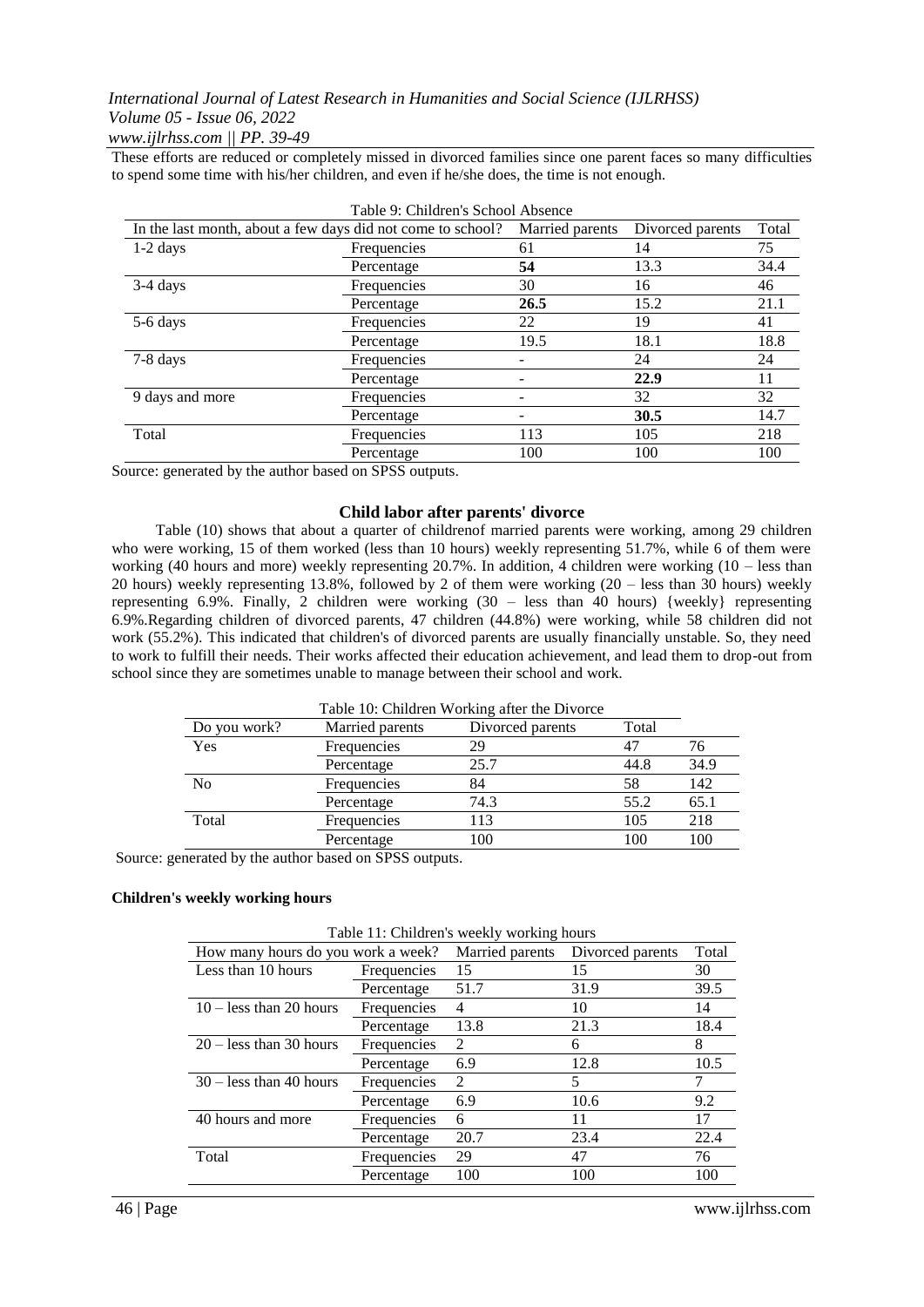These efforts are reduced or completely missed in divorced families since one parent faces so many difficulties to spend some time with his/her children, and even if he/she does, the time is not enough.

Table 9: Children's School Absence

| In the last month, about a few days did not come to school? | | Married parents | Divorced parents | Total |
|---|---|---|---|---|
| 1-2 days | Frequencies | 61 | 14 | 75 |
| | Percentage | **54** | 13.3 | 34.4 |
| 3-4 days | Frequencies | 30 | 16 | 46 |
| | Percentage | **26.5** | 15.2 | 21.1 |
| 5-6 days | Frequencies | 22 | 19 | 41 |
| | Percentage | 19.5 | 18.1 | 18.8 |
| 7-8 days | Frequencies | - | 24 | 24 |
| | Percentage | - | **22.9** | 11 |
| 9 days and more | Frequencies | - | 32 | 32 |
| | Percentage | - | **30.5** | 14.7 |
| Total | Frequencies | 113 | 105 | 218 |
| | Percentage | 100 | 100 | 100 |

Source: generated by the author based on SPSS outputs.

### Child labor after parents' divorce

Table (10) shows that about a quarter of childrenof married parents were working, among 29 children who were working, 15 of them worked (less than 10 hours) weekly representing 51.7%, while 6 of them were working (40 hours and more) weekly representing 20.7%. In addition, 4 children were working (10 – less than 20 hours) weekly representing 13.8%, followed by 2 of them were working (20 – less than 30 hours) weekly representing 6.9%. Finally, 2 children were working (30 – less than 40 hours) {weekly} representing 6.9%.Regarding children of divorced parents, 47 children (44.8%) were working, while 58 children did not work (55.2%). This indicated that children's of divorced parents are usually financially unstable. So, they need to work to fulfill their needs. Their works affected their education achievement, and lead them to drop-out from school since they are sometimes unable to manage between their school and work.

Table 10: Children Working after the Divorce

| Do you work? | Married parents | Divorced parents | Total | |
|---|---|---|---|---|
| Yes | Frequencies | 29 | 47 | 76 |
| | Percentage | 25.7 | 44.8 | 34.9 |
| No | Frequencies | 84 | 58 | 142 |
| | Percentage | 74.3 | 55.2 | 65.1 |
| Total | Frequencies | 113 | 105 | 218 |
| | Percentage | 100 | 100 | 100 |

Source: generated by the author based on SPSS outputs.

**Children's weekly working hours**

Table 11: Children's weekly working hours

| How many hours do you work a week? | | Married parents | Divorced parents | Total |
|---|---|---|---|---|
| Less than 10 hours | Frequencies | 15 | 15 | 30 |
| | Percentage | 51.7 | 31.9 | 39.5 |
| 10 – less than 20 hours | Frequencies | 4 | 10 | 14 |
| | Percentage | 13.8 | 21.3 | 18.4 |
| 20 – less than 30 hours | Frequencies | 2 | 6 | 8 |
| | Percentage | 6.9 | 12.8 | 10.5 |
| 30 – less than 40 hours | Frequencies | 2 | 5 | 7 |
| | Percentage | 6.9 | 10.6 | 9.2 |
| 40 hours and more | Frequencies | 6 | 11 | 17 |
| | Percentage | 20.7 | 23.4 | 22.4 |
| Total | Frequencies | 29 | 47 | 76 |
| | Percentage | 100 | 100 | 100 |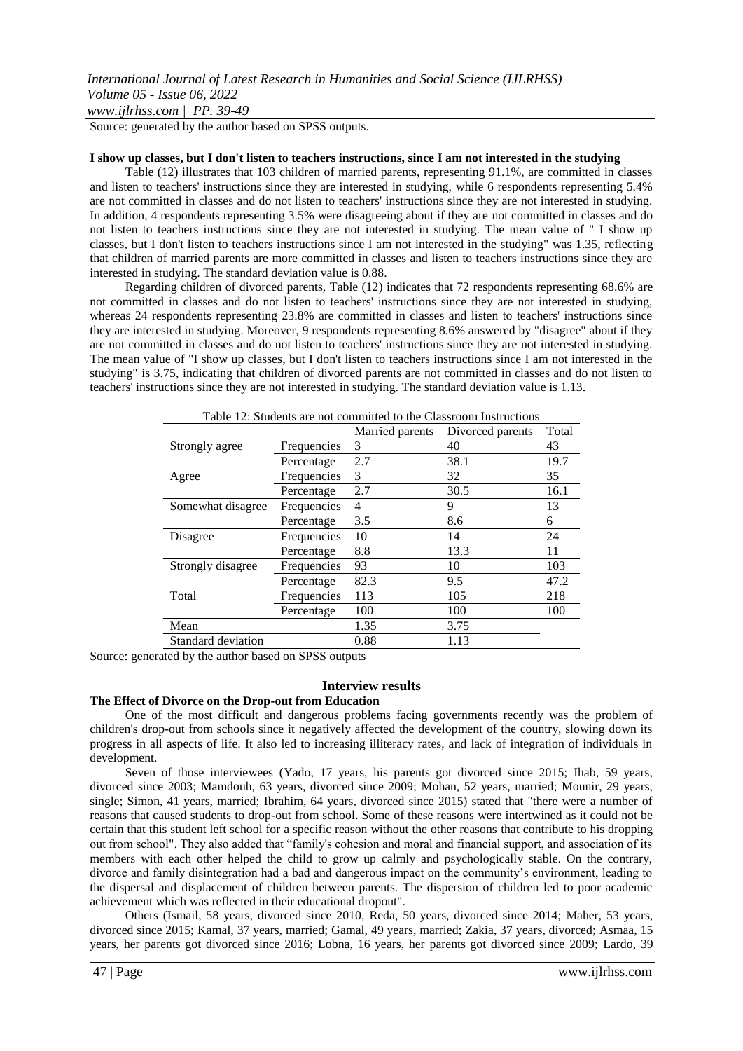Source: generated by the author based on SPSS outputs.

**I show up classes, but I don't listen to teachers instructions, since I am not interested in the studying**

Table (12) illustrates that 103 children of married parents, representing 91.1%, are committed in classes and listen to teachers' instructions since they are interested in studying, while 6 respondents representing 5.4% are not committed in classes and do not listen to teachers' instructions since they are not interested in studying. In addition, 4 respondents representing 3.5% were disagreeing about if they are not committed in classes and do not listen to teachers instructions since they are not interested in studying. The mean value of " I show up classes, but I don't listen to teachers instructions since I am not interested in the studying" was 1.35, reflecting that children of married parents are more committed in classes and listen to teachers instructions since they are interested in studying. The standard deviation value is 0.88.

Regarding children of divorced parents, Table (12) indicates that 72 respondents representing 68.6% are not committed in classes and do not listen to teachers' instructions since they are not interested in studying, whereas 24 respondents representing 23.8% are committed in classes and listen to teachers' instructions since they are interested in studying. Moreover, 9 respondents representing 8.6% answered by "disagree" about if they are not committed in classes and do not listen to teachers' instructions since they are not interested in studying. The mean value of "I show up classes, but I don't listen to teachers instructions since I am not interested in the studying" is 3.75, indicating that children of divorced parents are not committed in classes and do not listen to teachers' instructions since they are not interested in studying. The standard deviation value is 1.13.

Table 12: Students are not committed to the Classroom Instructions

| | | Married parents | Divorced parents | Total |
|---|---|---|---|---|
| Strongly agree | Frequencies | 3 | 40 | 43 |
| | Percentage | 2.7 | 38.1 | 19.7 |
| Agree | Frequencies | 3 | 32 | 35 |
| | Percentage | 2.7 | 30.5 | 16.1 |
| Somewhat disagree | Frequencies | 4 | 9 | 13 |
| | Percentage | 3.5 | 8.6 | 6 |
| Disagree | Frequencies | 10 | 14 | 24 |
| | Percentage | 8.8 | 13.3 | 11 |
| Strongly disagree | Frequencies | 93 | 10 | 103 |
| | Percentage | 82.3 | 9.5 | 47.2 |
| Total | Frequencies | 113 | 105 | 218 |
| | Percentage | 100 | 100 | 100 |
| Mean | | 1.35 | 3.75 | |
| Standard deviation | | 0.88 | 1.13 | |

Source: generated by the author based on SPSS outputs

## Interview results

### The Effect of Divorce on the Drop-out from Education

One of the most difficult and dangerous problems facing governments recently was the problem of children's drop-out from schools since it negatively affected the development of the country, slowing down its progress in all aspects of life. It also led to increasing illiteracy rates, and lack of integration of individuals in development.

Seven of those interviewees (Yado, 17 years, his parents got divorced since 2015; Ihab, 59 years, divorced since 2003; Mamdouh, 63 years, divorced since 2009; Mohan, 52 years, married; Mounir, 29 years, single; Simon, 41 years, married; Ibrahim, 64 years, divorced since 2015) stated that "there were a number of reasons that caused students to drop-out from school. Some of these reasons were intertwined as it could not be certain that this student left school for a specific reason without the other reasons that contribute to his dropping out from school". They also added that "family's cohesion and moral and financial support, and association of its members with each other helped the child to grow up calmly and psychologically stable. On the contrary, divorce and family disintegration had a bad and dangerous impact on the community's environment, leading to the dispersal and displacement of children between parents. The dispersion of children led to poor academic achievement which was reflected in their educational dropout".

Others (Ismail, 58 years, divorced since 2010, Reda, 50 years, divorced since 2014; Maher, 53 years, divorced since 2015; Kamal, 37 years, married; Gamal, 49 years, married; Zakia, 37 years, divorced; Asmaa, 15 years, her parents got divorced since 2016; Lobna, 16 years, her parents got divorced since 2009; Lardo, 39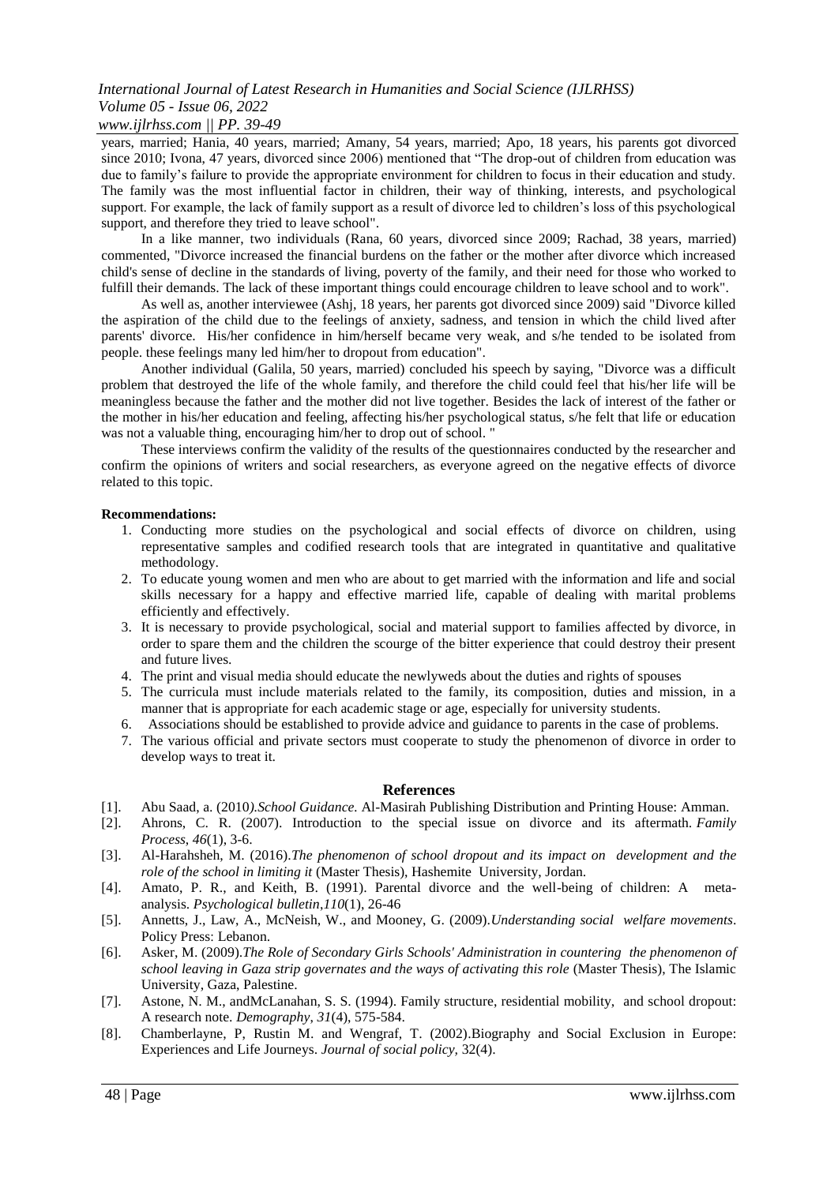years, married; Hania, 40 years, married; Amany, 54 years, married; Apo, 18 years, his parents got divorced since 2010; Ivona, 47 years, divorced since 2006) mentioned that "The drop-out of children from education was due to family's failure to provide the appropriate environment for children to focus in their education and study. The family was the most influential factor in children, their way of thinking, interests, and psychological support. For example, the lack of family support as a result of divorce led to children's loss of this psychological support, and therefore they tried to leave school".

In a like manner, two individuals (Rana, 60 years, divorced since 2009; Rachad, 38 years, married) commented, "Divorce increased the financial burdens on the father or the mother after divorce which increased child's sense of decline in the standards of living, poverty of the family, and their need for those who worked to fulfill their demands. The lack of these important things could encourage children to leave school and to work".

As well as, another interviewee (Ashj, 18 years, her parents got divorced since 2009) said "Divorce killed the aspiration of the child due to the feelings of anxiety, sadness, and tension in which the child lived after parents' divorce. His/her confidence in him/herself became very weak, and s/he tended to be isolated from people. these feelings many led him/her to dropout from education".

Another individual (Galila, 50 years, married) concluded his speech by saying, "Divorce was a difficult problem that destroyed the life of the whole family, and therefore the child could feel that his/her life will be meaningless because the father and the mother did not live together. Besides the lack of interest of the father or the mother in his/her education and feeling, affecting his/her psychological status, s/he felt that life or education was not a valuable thing, encouraging him/her to drop out of school. "

These interviews confirm the validity of the results of the questionnaires conducted by the researcher and confirm the opinions of writers and social researchers, as everyone agreed on the negative effects of divorce related to this topic.

**Recommendations:**

1. Conducting more studies on the psychological and social effects of divorce on children, using representative samples and codified research tools that are integrated in quantitative and qualitative methodology.
2. To educate young women and men who are about to get married with the information and life and social skills necessary for a happy and effective married life, capable of dealing with marital problems efficiently and effectively.
3. It is necessary to provide psychological, social and material support to families affected by divorce, in order to spare them and the children the scourge of the bitter experience that could destroy their present and future lives.
4. The print and visual media should educate the newlyweds about the duties and rights of spouses
5. The curricula must include materials related to the family, its composition, duties and mission, in a manner that is appropriate for each academic stage or age, especially for university students.
6. Associations should be established to provide advice and guidance to parents in the case of problems.
7. The various official and private sectors must cooperate to study the phenomenon of divorce in order to develop ways to treat it.

## References

[1]. Abu Saad, a. (2010).*School Guidance.* Al-Masirah Publishing Distribution and Printing House: Amman.

[2]. Ahrons, C. R. (2007). Introduction to the special issue on divorce and its aftermath. *Family Process*, *46*(1), 3-6.

[3]. Al-Harahsheh, M. (2016).*The phenomenon of school dropout and its impact on development and the role of the school in limiting it* (Master Thesis), Hashemite University, Jordan.

[4]. Amato, P. R., and Keith, B. (1991). Parental divorce and the well-being of children: A meta-analysis. *Psychological bulletin*,*110*(1), 26-46

[5]. Annetts, J., Law, A., McNeish, W., and Mooney, G. (2009).*Understanding social welfare movements*. Policy Press: Lebanon.

[6]. Asker, M. (2009).*The Role of Secondary Girls Schools' Administration in countering the phenomenon of school leaving in Gaza strip governates and the ways of activating this role* (Master Thesis), The Islamic University, Gaza, Palestine.

[7]. Astone, N. M., andMcLanahan, S. S. (1994). Family structure, residential mobility, and school dropout: A research note. *Demography*, *31*(4), 575-584.

[8]. Chamberlayne, P, Rustin M. and Wengraf, T. (2002).Biography and Social Exclusion in Europe: Experiences and Life Journeys. *Journal of social policy*, 32(4).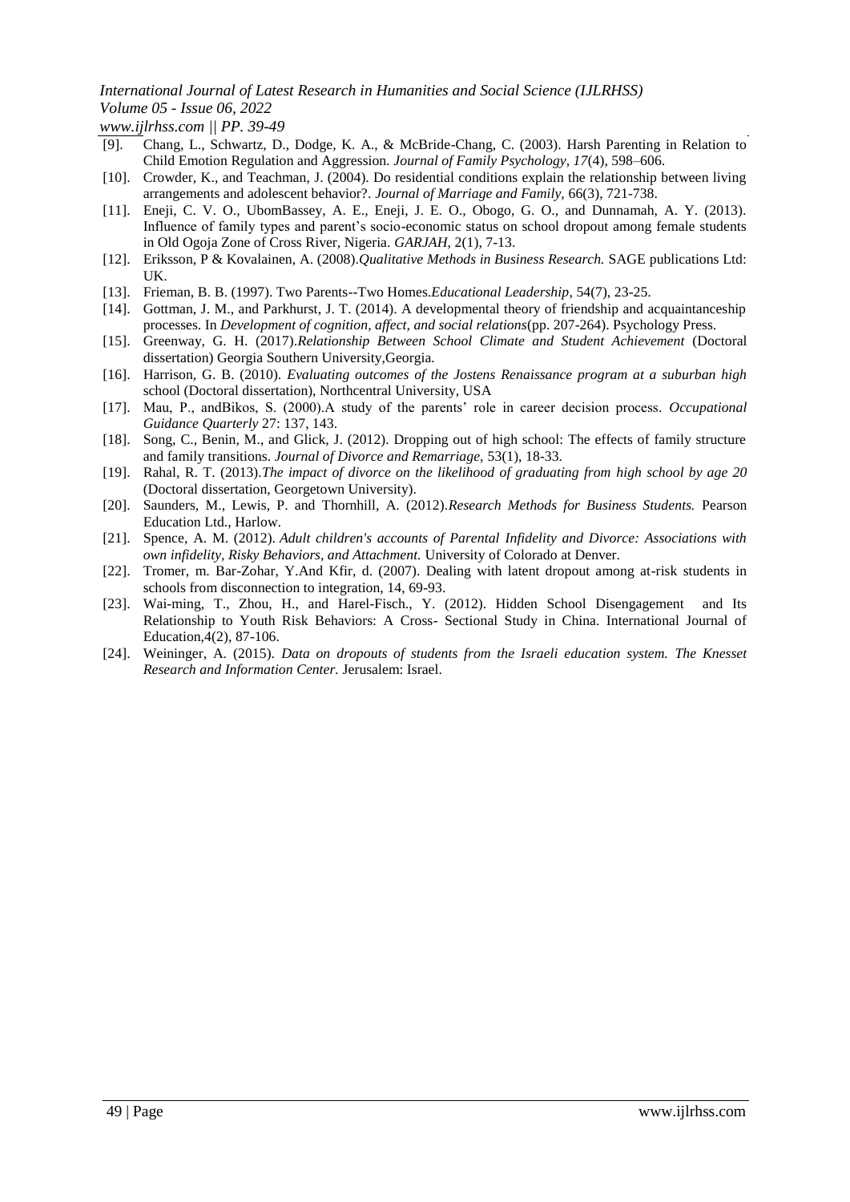[9]. Chang, L., Schwartz, D., Dodge, K. A., & McBride-Chang, C. (2003). Harsh Parenting in Relation to Child Emotion Regulation and Aggression. *Journal of Family Psychology, 17*(4), 598–606.

[10]. Crowder, K., and Teachman, J. (2004). Do residential conditions explain the relationship between living arrangements and adolescent behavior?. *Journal of Marriage and Family,* 66(3), 721-738.

[11]. Eneji, C. V. O., UbomBassey, A. E., Eneji, J. E. O., Obogo, G. O., and Dunnamah, A. Y. (2013). Influence of family types and parent's socio-economic status on school dropout among female students in Old Ogoja Zone of Cross River, Nigeria. *GARJAH,* 2(1), 7-13.

[12]. Eriksson, P & Kovalainen, A. (2008).*Qualitative Methods in Business Research.* SAGE publications Ltd: UK.

[13]. Frieman, B. B. (1997). Two Parents--Two Homes.*Educational Leadership*, 54(7), 23-25.

[14]. Gottman, J. M., and Parkhurst, J. T. (2014). A developmental theory of friendship and acquaintanceship processes. In *Development of cognition, affect, and social relations*(pp. 207-264). Psychology Press.

[15]. Greenway, G. H. (2017).*Relationship Between School Climate and Student Achievement* (Doctoral dissertation) Georgia Southern University,Georgia.

[16]. Harrison, G. B. (2010). *Evaluating outcomes of the Jostens Renaissance program at a suburban high* school (Doctoral dissertation), Northcentral University, USA

[17]. Mau, P., andBikos, S. (2000).A study of the parents' role in career decision process. *Occupational Guidance Quarterly* 27: 137, 143.

[18]. Song, C., Benin, M., and Glick, J. (2012). Dropping out of high school: The effects of family structure and family transitions. *Journal of Divorce and Remarriage,* 53(1), 18-33.

[19]. Rahal, R. T. (2013).*The impact of divorce on the likelihood of graduating from high school by age 20* (Doctoral dissertation, Georgetown University).

[20]. Saunders, M., Lewis, P. and Thornhill, A. (2012).*Research Methods for Business Students.* Pearson Education Ltd., Harlow.

[21]. Spence, A. M. (2012). *Adult children's accounts of Parental Infidelity and Divorce: Associations with own infidelity, Risky Behaviors, and Attachment.* University of Colorado at Denver.

[22]. Tromer, m. Bar-Zohar, Y.And Kfir, d. (2007). Dealing with latent dropout among at-risk students in schools from disconnection to integration, 14, 69-93.

[23]. Wai-ming, T., Zhou, H., and Harel-Fisch., Y. (2012). Hidden School Disengagement and Its Relationship to Youth Risk Behaviors: A Cross- Sectional Study in China. International Journal of Education,4(2), 87-106.

[24]. Weininger, A. (2015). *Data on dropouts of students from the Israeli education system. The Knesset Research and Information Center.* Jerusalem: Israel.